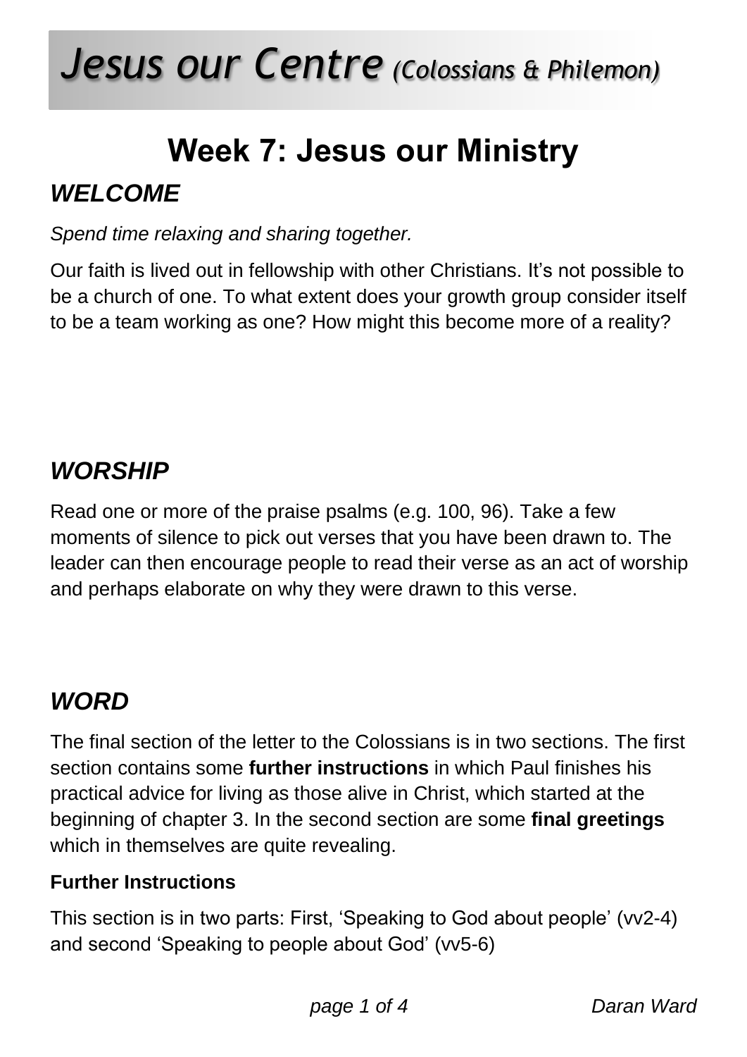# *Jesus our Centre* *(Colossians & Philemon)*

## Week 7: Jesus our Ministry

### *WELCOME*

*Spend time relaxing and sharing together.*

Our faith is lived out in fellowship with other Christians. It’s not possible to be a church of one. To what extent does your growth group consider itself to be a team working as one? How might this become more of a reality?

### *WORSHIP*

Read one or more of the praise psalms (e.g. 100, 96). Take a few moments of silence to pick out verses that you have been drawn to. The leader can then encourage people to read their verse as an act of worship and perhaps elaborate on why they were drawn to this verse.

### *WORD*

The final section of the letter to the Colossians is in two sections. The first section contains some **further instructions** in which Paul finishes his practical advice for living as those alive in Christ, which started at the beginning of chapter 3. In the second section are some **final greetings** which in themselves are quite revealing.

**Further Instructions**

This section is in two parts: First, ‘Speaking to God about people’ (vv2-4) and second ‘Speaking to people about God’ (vv5-6)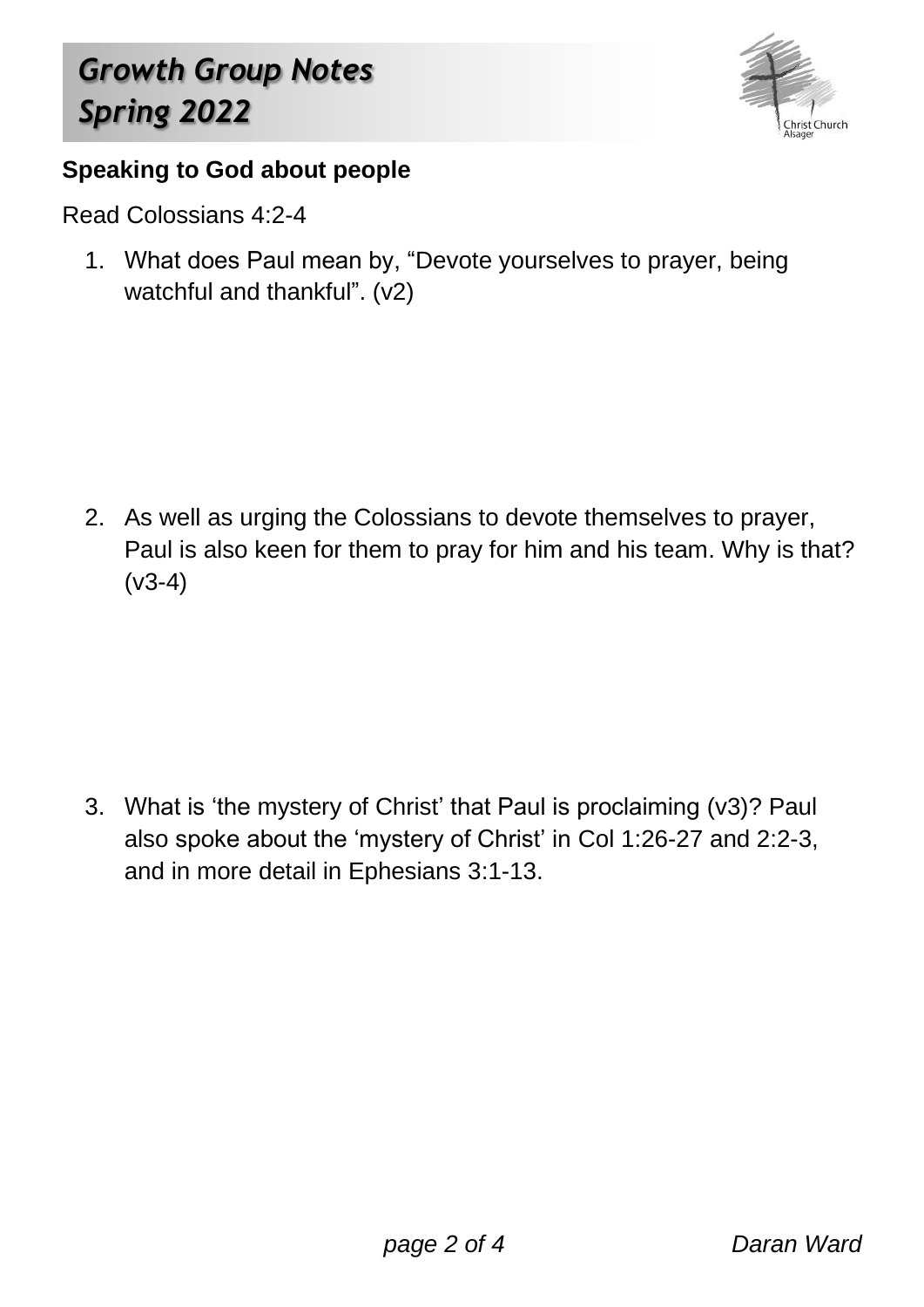# Growth Group Notes
# Spring 2022

**Speaking to God about people**

Read Colossians 4:2-4

1. What does Paul mean by, “Devote yourselves to prayer, being watchful and thankful”. (v2)

2. As well as urging the Colossians to devote themselves to prayer, Paul is also keen for them to pray for him and his team. Why is that? (v3-4)

3. What is ‘the mystery of Christ’ that Paul is proclaiming (v3)? Paul also spoke about the ‘mystery of Christ’ in Col 1:26-27 and 2:2-3, and in more detail in Ephesians 3:1-13.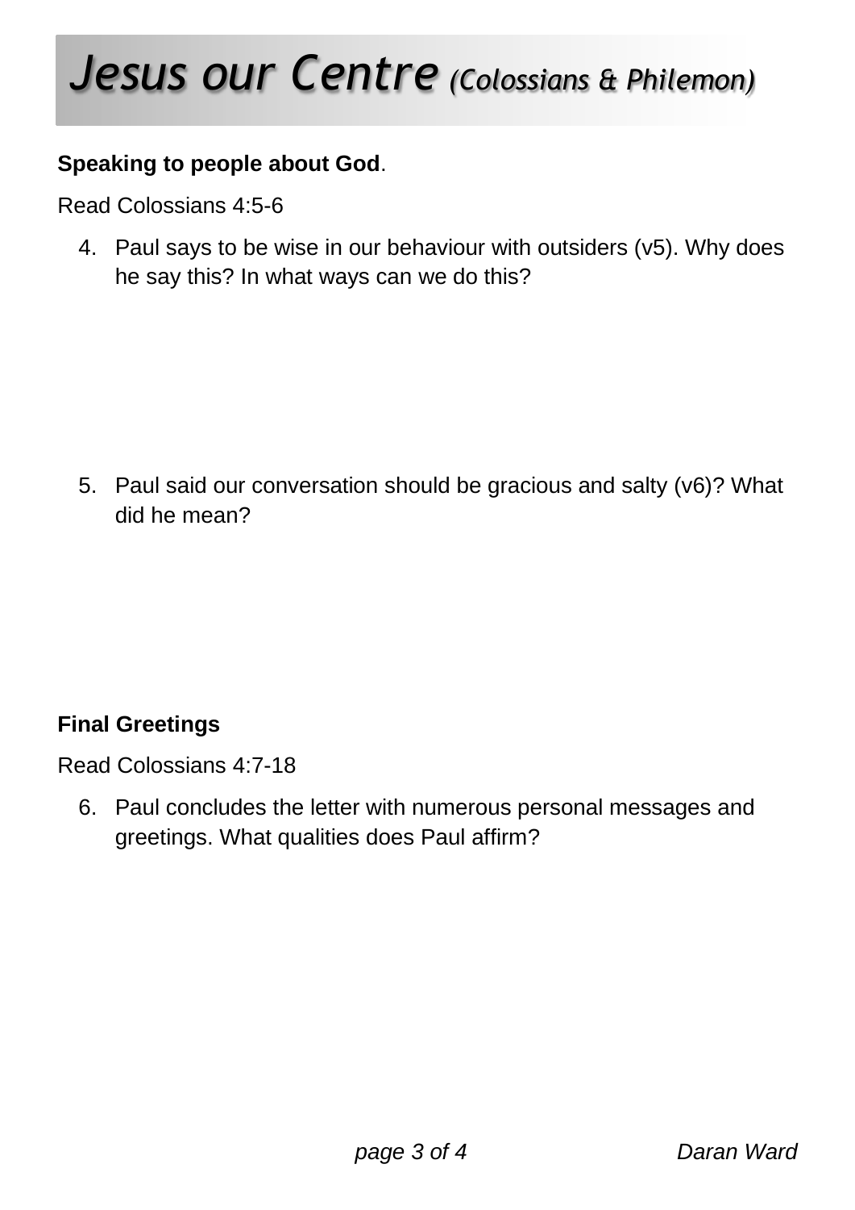# *Jesus our Centre (Colossians & Philemon)*

**Speaking to people about God**.

Read Colossians 4:5-6

4. Paul says to be wise in our behaviour with outsiders (v5). Why does he say this? In what ways can we do this?

5. Paul said our conversation should be gracious and salty (v6)? What did he mean?

**Final Greetings**

Read Colossians 4:7-18

6. Paul concludes the letter with numerous personal messages and greetings. What qualities does Paul affirm?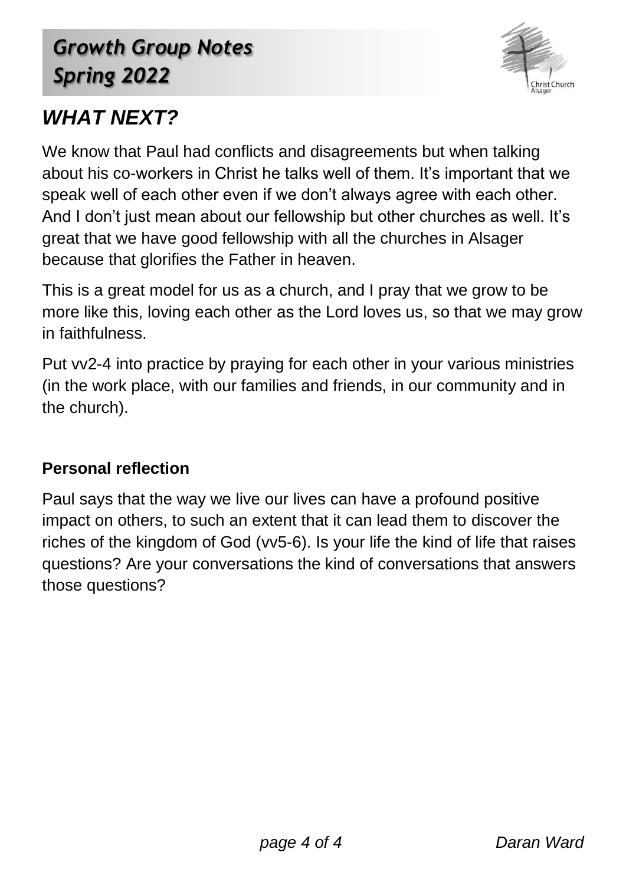## WHAT NEXT?

We know that Paul had conflicts and disagreements but when talking about his co-workers in Christ he talks well of them. It's important that we speak well of each other even if we don't always agree with each other. And I don't just mean about our fellowship but other churches as well. It's great that we have good fellowship with all the churches in Alsager because that glorifies the Father in heaven.

This is a great model for us as a church, and I pray that we grow to be more like this, loving each other as the Lord loves us, so that we may grow in faithfulness.

Put vv2-4 into practice by praying for each other in your various ministries (in the work place, with our families and friends, in our community and in the church).

**Personal reflection**

Paul says that the way we live our lives can have a profound positive impact on others, to such an extent that it can lead them to discover the riches of the kingdom of God (vv5-6). Is your life the kind of life that raises questions? Are your conversations the kind of conversations that answers those questions?